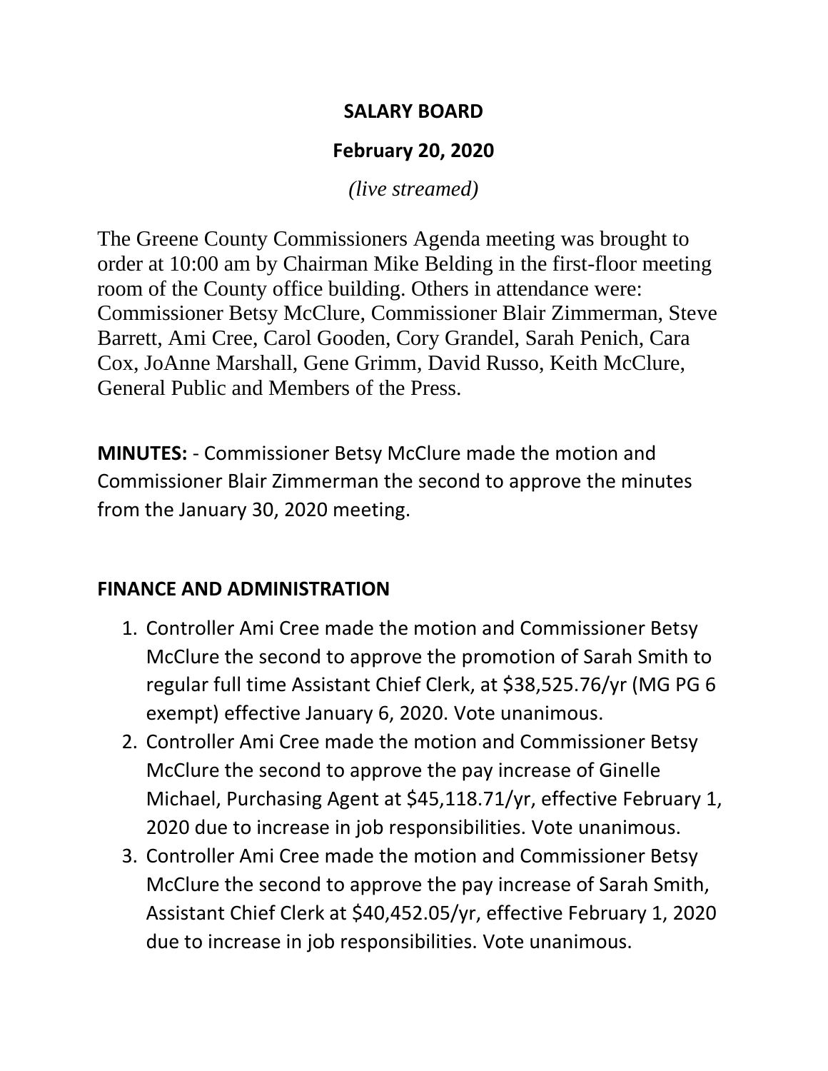# SALARY BOARD

## February 20, 2020

*(live streamed)*

The Greene County Commissioners Agenda meeting was brought to order at 10:00 am by Chairman Mike Belding in the first-floor meeting room of the County office building. Others in attendance were: Commissioner Betsy McClure, Commissioner Blair Zimmerman, Steve Barrett, Ami Cree, Carol Gooden, Cory Grandel, Sarah Penich, Cara Cox, JoAnne Marshall, Gene Grimm, David Russo, Keith McClure, General Public and Members of the Press.

**MINUTES:** - Commissioner Betsy McClure made the motion and Commissioner Blair Zimmerman the second to approve the minutes from the January 30, 2020 meeting.

**FINANCE AND ADMINISTRATION**

1. Controller Ami Cree made the motion and Commissioner Betsy McClure the second to approve the promotion of Sarah Smith to regular full time Assistant Chief Clerk, at $38,525.76/yr (MG PG 6 exempt) effective January 6, 2020. Vote unanimous.
2. Controller Ami Cree made the motion and Commissioner Betsy McClure the second to approve the pay increase of Ginelle Michael, Purchasing Agent at $45,118.71/yr, effective February 1, 2020 due to increase in job responsibilities. Vote unanimous.
3. Controller Ami Cree made the motion and Commissioner Betsy McClure the second to approve the pay increase of Sarah Smith, Assistant Chief Clerk at $40,452.05/yr, effective February 1, 2020 due to increase in job responsibilities. Vote unanimous.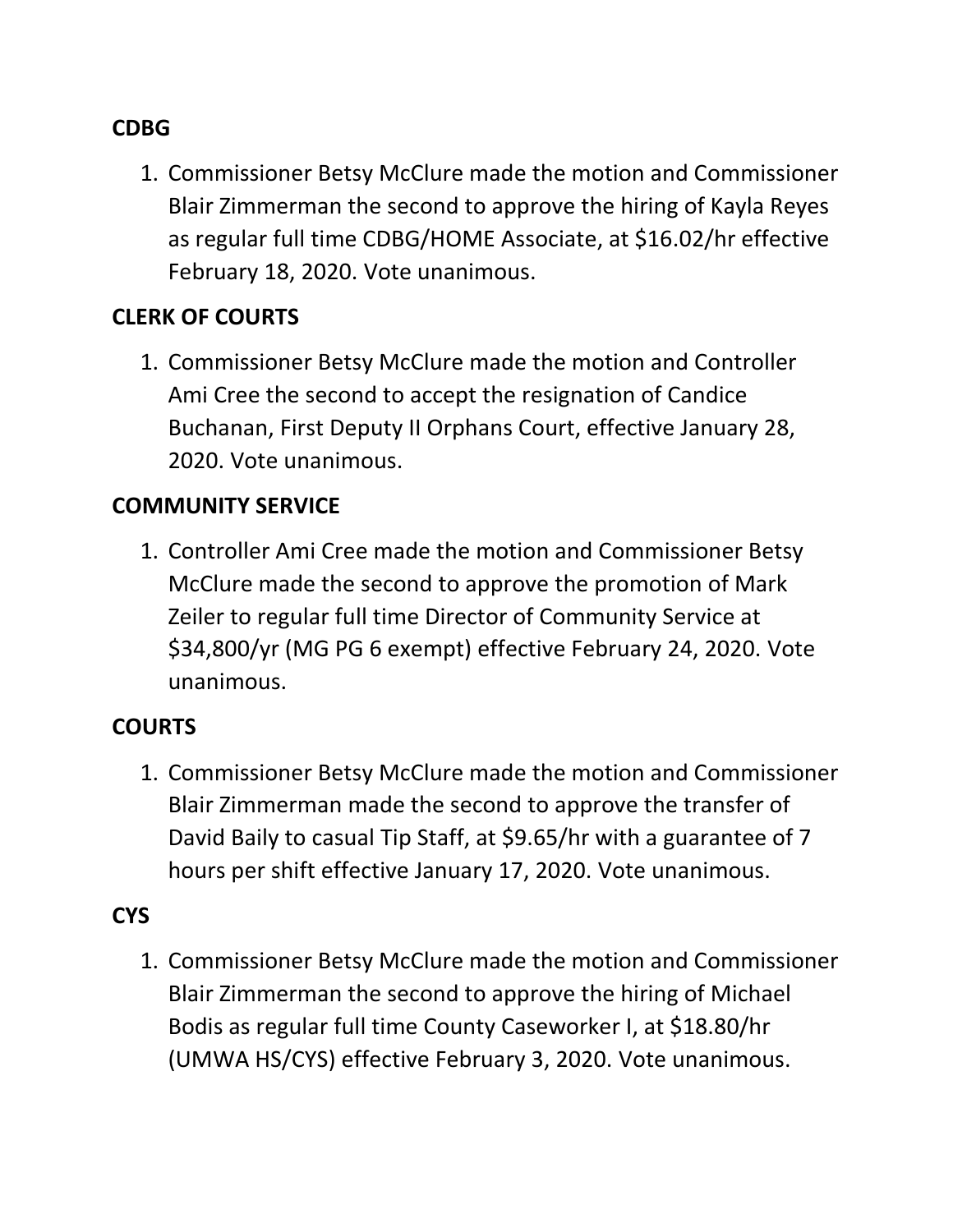**CDBG**

1. Commissioner Betsy McClure made the motion and Commissioner Blair Zimmerman the second to approve the hiring of Kayla Reyes as regular full time CDBG/HOME Associate, at $16.02/hr effective February 18, 2020. Vote unanimous.

**CLERK OF COURTS**

1. Commissioner Betsy McClure made the motion and Controller Ami Cree the second to accept the resignation of Candice Buchanan, First Deputy II Orphans Court, effective January 28, 2020. Vote unanimous.

**COMMUNITY SERVICE**

1. Controller Ami Cree made the motion and Commissioner Betsy McClure made the second to approve the promotion of Mark Zeiler to regular full time Director of Community Service at $34,800/yr (MG PG 6 exempt) effective February 24, 2020. Vote unanimous.

**COURTS**

1. Commissioner Betsy McClure made the motion and Commissioner Blair Zimmerman made the second to approve the transfer of David Baily to casual Tip Staff, at $9.65/hr with a guarantee of 7 hours per shift effective January 17, 2020. Vote unanimous.

**CYS**

1. Commissioner Betsy McClure made the motion and Commissioner Blair Zimmerman the second to approve the hiring of Michael Bodis as regular full time County Caseworker I, at $18.80/hr (UMWA HS/CYS) effective February 3, 2020. Vote unanimous.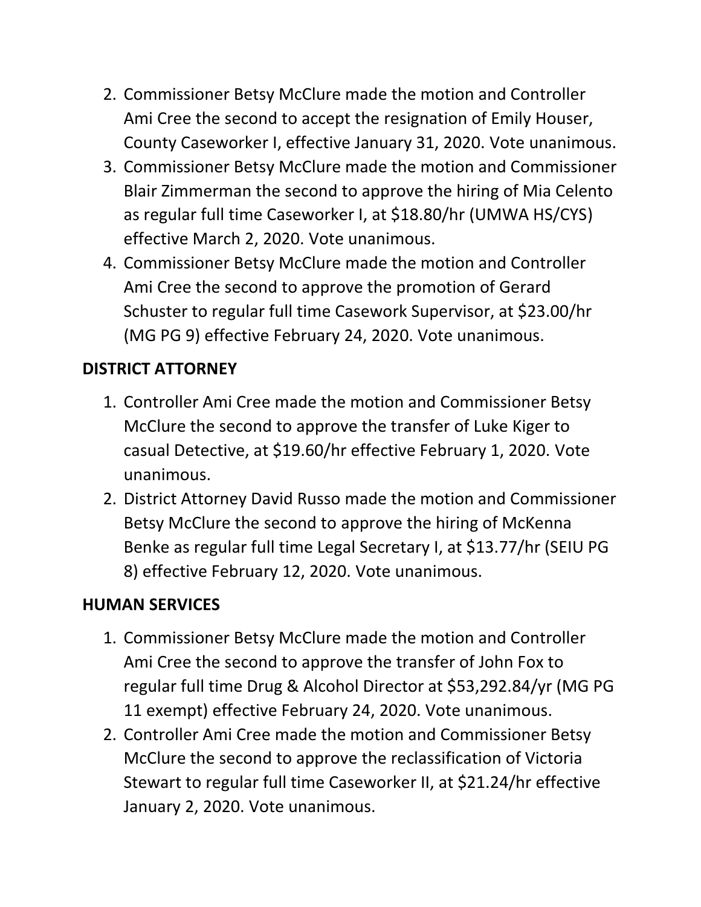2. Commissioner Betsy McClure made the motion and Controller Ami Cree the second to accept the resignation of Emily Houser, County Caseworker I, effective January 31, 2020. Vote unanimous.
3. Commissioner Betsy McClure made the motion and Commissioner Blair Zimmerman the second to approve the hiring of Mia Celento as regular full time Caseworker I, at $18.80/hr (UMWA HS/CYS) effective March 2, 2020. Vote unanimous.
4. Commissioner Betsy McClure made the motion and Controller Ami Cree the second to approve the promotion of Gerard Schuster to regular full time Casework Supervisor, at $23.00/hr (MG PG 9) effective February 24, 2020. Vote unanimous.

**DISTRICT ATTORNEY**

1. Controller Ami Cree made the motion and Commissioner Betsy McClure the second to approve the transfer of Luke Kiger to casual Detective, at $19.60/hr effective February 1, 2020. Vote unanimous.
2. District Attorney David Russo made the motion and Commissioner Betsy McClure the second to approve the hiring of McKenna Benke as regular full time Legal Secretary I, at $13.77/hr (SEIU PG 8) effective February 12, 2020. Vote unanimous.

**HUMAN SERVICES**

1. Commissioner Betsy McClure made the motion and Controller Ami Cree the second to approve the transfer of John Fox to regular full time Drug & Alcohol Director at $53,292.84/yr (MG PG 11 exempt) effective February 24, 2020. Vote unanimous.
2. Controller Ami Cree made the motion and Commissioner Betsy McClure the second to approve the reclassification of Victoria Stewart to regular full time Caseworker II, at $21.24/hr effective January 2, 2020. Vote unanimous.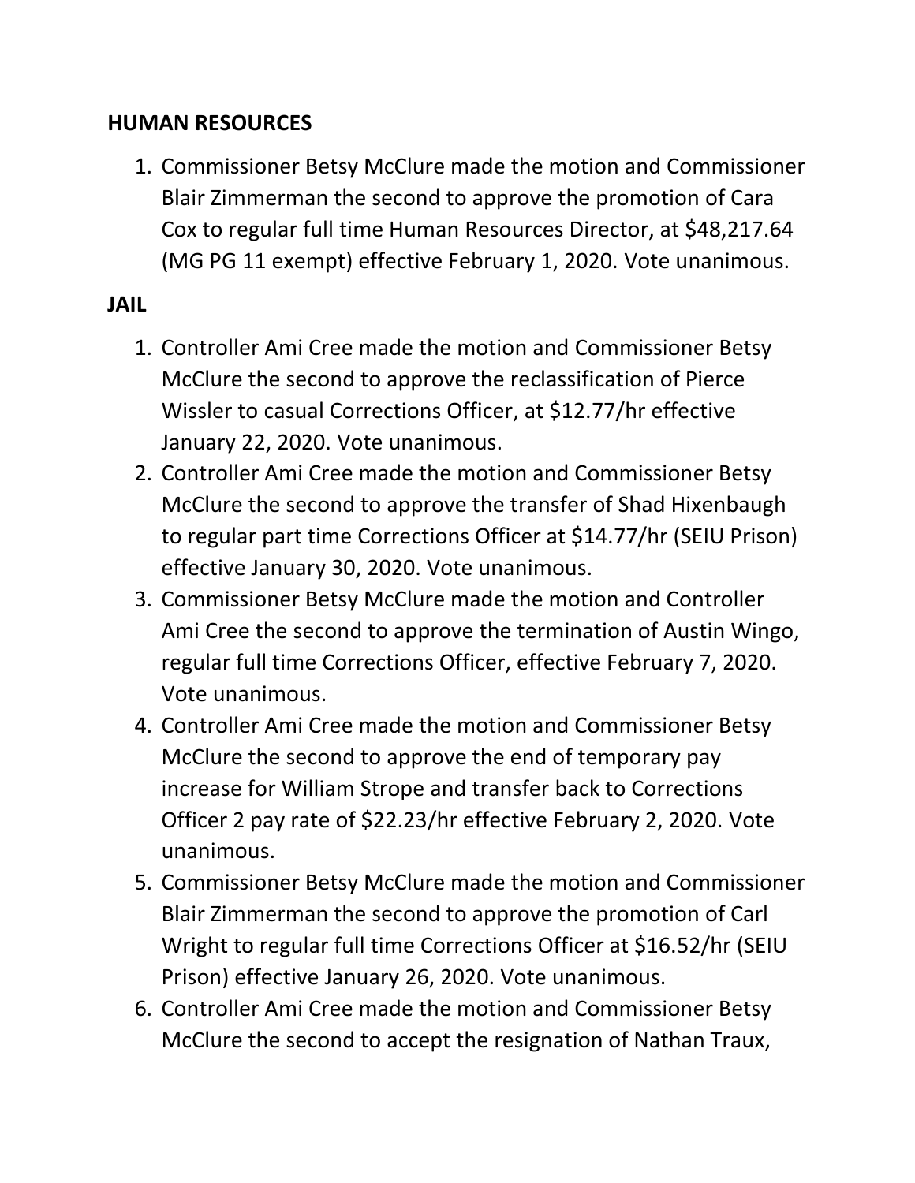## HUMAN RESOURCES

1. Commissioner Betsy McClure made the motion and Commissioner Blair Zimmerman the second to approve the promotion of Cara Cox to regular full time Human Resources Director, at $48,217.64 (MG PG 11 exempt) effective February 1, 2020. Vote unanimous.

## JAIL

1. Controller Ami Cree made the motion and Commissioner Betsy McClure the second to approve the reclassification of Pierce Wissler to casual Corrections Officer, at $12.77/hr effective January 22, 2020. Vote unanimous.
2. Controller Ami Cree made the motion and Commissioner Betsy McClure the second to approve the transfer of Shad Hixenbaugh to regular part time Corrections Officer at $14.77/hr (SEIU Prison) effective January 30, 2020. Vote unanimous.
3. Commissioner Betsy McClure made the motion and Controller Ami Cree the second to approve the termination of Austin Wingo, regular full time Corrections Officer, effective February 7, 2020. Vote unanimous.
4. Controller Ami Cree made the motion and Commissioner Betsy McClure the second to approve the end of temporary pay increase for William Strope and transfer back to Corrections Officer 2 pay rate of $22.23/hr effective February 2, 2020. Vote unanimous.
5. Commissioner Betsy McClure made the motion and Commissioner Blair Zimmerman the second to approve the promotion of Carl Wright to regular full time Corrections Officer at $16.52/hr (SEIU Prison) effective January 26, 2020. Vote unanimous.
6. Controller Ami Cree made the motion and Commissioner Betsy McClure the second to accept the resignation of Nathan Traux,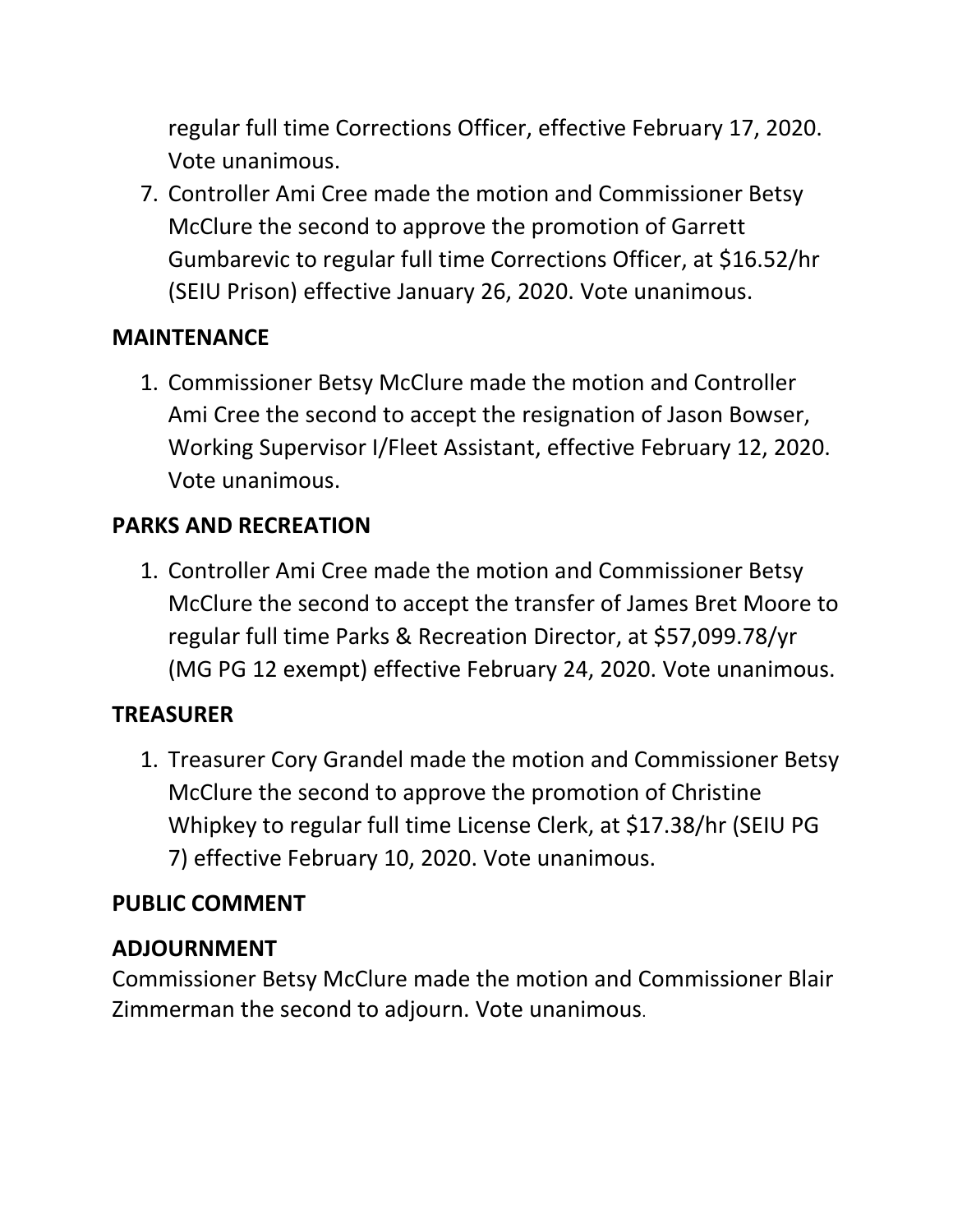regular full time Corrections Officer, effective February 17, 2020. Vote unanimous.

7. Controller Ami Cree made the motion and Commissioner Betsy McClure the second to approve the promotion of Garrett Gumbarevic to regular full time Corrections Officer, at $16.52/hr (SEIU Prison) effective January 26, 2020. Vote unanimous.

**MAINTENANCE**

1. Commissioner Betsy McClure made the motion and Controller Ami Cree the second to accept the resignation of Jason Bowser, Working Supervisor I/Fleet Assistant, effective February 12, 2020. Vote unanimous.

**PARKS AND RECREATION**

1. Controller Ami Cree made the motion and Commissioner Betsy McClure the second to accept the transfer of James Bret Moore to regular full time Parks & Recreation Director, at $57,099.78/yr (MG PG 12 exempt) effective February 24, 2020. Vote unanimous.

**TREASURER**

1. Treasurer Cory Grandel made the motion and Commissioner Betsy McClure the second to approve the promotion of Christine Whipkey to regular full time License Clerk, at $17.38/hr (SEIU PG 7) effective February 10, 2020. Vote unanimous.

**PUBLIC COMMENT**

**ADJOURNMENT**

Commissioner Betsy McClure made the motion and Commissioner Blair Zimmerman the second to adjourn. Vote unanimous.